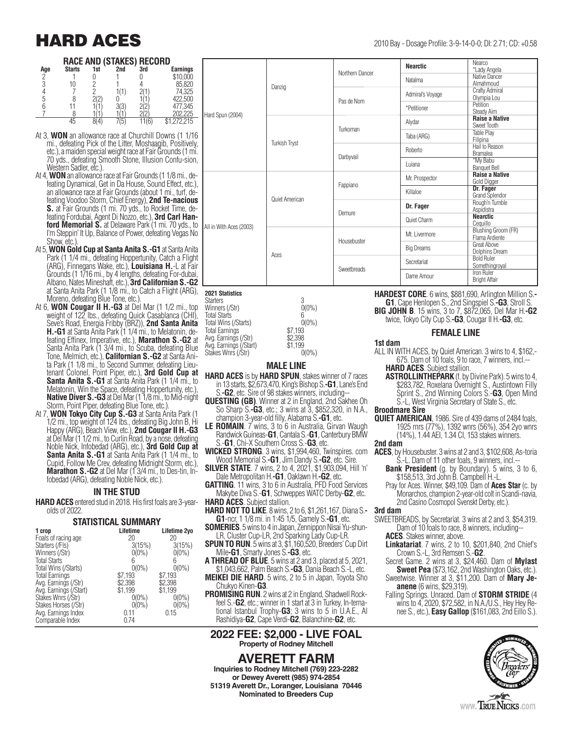# HARD ACES

2010 Bay - Dosage Profile: 3-9-14-0-0; DI: 2.71; CD: +0.58

## RACE AND (STAKES) RECORD

| Age | Starts | 1st | 2nd | 3rd | Earnings |
|---|---|---|---|---|---|
| 2 | 1 | 0 | 1 | 0 | $10,000 |
| 3 | 10 | 2 | 1 | 4 | 85,820 |
| 4 | 7 | 2 | 1(1) | 2(1) | 74,325 |
| 5 | 8 | 2(2) | 0 | 1(1) | 422,500 |
| 6 | 11 | 1(1) | 3(3) | 2(2) | 477,345 |
| 7 | 8 | 1(1) | 1(1) | 2(2) | 202,225 |
| | 45 | 8(4) | 7(5) | 11(6) | $1,272,215 |

- At 3, **WON** an allowance race at Churchill Downs (1 1/16 mi., defeating Pick of the Litter, Moshaagib, Positively, etc.), a maiden special weight race at Fair Grounds (1 mi. 70 yds., defeating Smooth Stone, Illusion Confu-sion, Western Sadler, etc.).
- At 4, **WON** an allowance race at Fair Grounds (1 1/8 mi., defeating Dynamical, Get in Da House, Sound Effect, etc.), an allowance race at Fair Grounds (about 1 mi., turf, defeating Voodoo Storm, Chief Energy), **2nd Te-nacious S.** at Fair Grounds (1 mi. 70 yds., to Rocket Time, defeating Fordubai, Agent Di Nozzo, etc.), **3rd Carl Hanford Memorial S.** at Delaware Park (1 mi. 70 yds., to I'm Steppin' It Up, Balance of Power, defeating Vegas No Show, etc.).
- At 5, **WON Gold Cup at Santa Anita S.-G1** at Santa Anita Park (1 1/4 mi., defeating Hoppertunity, Catch a Flight (ARG), Finnegans Wake, etc.), **Louisiana H.**-L at Fair Grounds (1 1/16 mi., by 4 lengths, defeating For-dubai, Albano, Nates Mineshaft, etc.), **3rd Californian S.-G2** at Santa Anita Park (1 1/8 mi., to Catch a Flight (ARG), Moreno, defeating Blue Tone, etc.).
- At 6, **WON Cougar II H.-G3** at Del Mar (1 1/2 mi., top weight of 122 lbs., defeating Quick Casablanca (CHI), Seve's Road, Energia Fribby (BRZ)), **2nd Santa Anita H.-G1** at Santa Anita Park (1 1/4 mi., to Melatonin, defeating Effinex, Imperative, etc.), **Marathon S.-G2** at Santa Anita Park (1 3/4 mi., to Scuba, defeating Blue Tone, Melmich, etc.), **Californian S.-G2** at Santa Anita Park (1 1/8 mi., to Second Summer, defeating Lieutenant Colonel, Point Piper, etc.), **3rd Gold Cup at Santa Anita S.-G1** at Santa Anita Park (1 1/4 mi., to Melatonin, Win the Space, defeating Hoppertunity, etc.), **Native Diver S.-G3** at Del Mar (1 1/8 mi., to Mid-night Storm, Point Piper, defeating Blue Tone, etc.).
- At 7, **WON Tokyo City Cup S.-G3** at Santa Anita Park (1 1/2 mi., top weight of 124 lbs., defeating Big John B, Hi Happy (ARG), Beach View, etc.), **2nd Cougar II H.-G3** at Del Mar (1 1/2 mi., to Curlin Road, by a nose, defeating Noble Nick, Infobedad (ARG), etc.), **3rd Gold Cup at Santa Anita S.-G1** at Santa Anita Park (1 1/4 mi., to Cupid, Follow Me Crev, defeating Midnight Storm, etc.), **Marathon S.-G2** at Del Mar (1 3/4 mi., to Des-tin, Infobedad (ARG), defeating Noble Nick, etc.).

## IN THE STUD

**HARD ACES** entered stud in 2018. His first foals are 3-year-olds of 2022.

## STATISTICAL SUMMARY

| 1 crop | Lifetime | Lifetime 2yo |
|---|---|---|
| Foals of racing age | 20 | 20 |
| Starters (/Fls) | 3(15%) | 3(15%) |
| Winners (/Str) | 0(0%) | 0(0%) |
| Total Starts | 6 | 6 |
| Total Wins (/Starts) | 0(0%) | 0(0%) |
| Total Earnings | $7,193 | $7,193 |
| Avg. Earnings (/Str) | $2,398 | $2,398 |
| Avg. Earnings (/Start) | $1,199 | $1,199 |
| Stakes Wnrs (/Str) | 0(0%) | 0(0%) |
| Stakes Horses (/Str) | 0(0%) | 0(0%) |
| Avg. Earnings Index | 0.11 | 0.15 |
| Comparable Index | 0.74 | |

## Pedigree

| | | | | |
|---|---|---|---|---|
| Hard Spun (2004) | Danzig | Northern Dancer | **Nearctic** | Nearco / *Lady Angela |
| | | | Natalma | Native Dancer / Almahmoud |
| | | Pas de Nom | Admiral's Voyage | Crafty Admiral / Olympia Lou |
| | | | *Petitioner | Petition / Steady Aim |
| | Turkish Tryst | Turkoman | Alydar | **Raise a Native** / Sweet Tooth |
| | | | Taba (ARG) | Table Play / Filipina |
| | | Darbyvail | Roberto | Hail to Reason / Bramalea |
| | | | Luiana | *My Babu / Banquet Bell |
| All in With Aces (2003) | Quiet American | Fappiano | Mr. Prospector | **Raise a Native** / Gold Digger |
| | | | Killaloe | **Dr. Fager** / Grand Splendor |
| | | Demure | **Dr. Fager** | Rough'n Tumble / Aspidistra |
| | | | Quiet Charm | **Nearctic** / Cequillo |
| | Aces | Housebuster | Mt. Livermore | Blushing Groom (FR) / Flama Ardiente |
| | | | Big Dreams | Great Above / Dolphins Dream |
| | | Sweetbreads | Secretariat | Bold Ruler / Somethingroyal |
| | | | Dame Amour | Iron Ruler / Bright Affair |

## 2021 Statistics

| | |
|---|---|
| Starters | 3 |
| Winners (/Str) | 0(0%) |
| Total Starts | 6 |
| Total Wins (/Starts) | 0(0%) |
| Total Earnings | $7,193 |
| Avg. Earnings (/Str) | $2,398 |
| Avg. Earnings (/Start) | $1,199 |
| Stakes Wnrs (/Str) | 0(0%) |

## MALE LINE

**HARD ACES** is by **HARD SPUN**, stakes winner of 7 races in 13 starts, $2,673,470, King's Bishop S.**-G1**, Lane's End S.**-G2**, etc. Sire of 98 stakes winners, including--

**QUESTING (GB)**. Winner at 2 in England, 2nd Sakhee Oh So Sharp S.**-G3**, etc.; 3 wins at 3, $852,320, in N.A., champion 3-year-old filly, Alabama S.**-G1**, etc.

**LE ROMAIN**. 7 wins, 3 to 6 in Australia, Girvan Waugh Randwick Guineas-**G1**, Cantala S.-**G1**, Canterbury BMW S.-**G1**, Chi-X Southern Cross S.-**G3**, etc.

**WICKED STRONG**. 3 wins, $1,994,460, Twinspires. com Wood Memorial S.**-G1**, Jim Dandy S.**-G2**, etc. Sire.

**SILVER STATE**. 7 wins, 2 to 4, 2021, $1,903,094, Hill 'n' Dale Metropolitan H.**-G1**, Oaklawn H.**-G2**, etc.

**GATTING**. 11 wins, 3 to 6 in Australia, PFD Food Services Makybe Diva S.-**G1**, Schweppes WATC Derby-**G2**, etc.

**HARD ACES**. Subject stallion.

**HARD NOT TO LIKE**. 8 wins, 2 to 6, $1,261,167, Diana S.**-G1**-ncr, 1 1/8 mi. in 1:45 1/5, Gamely S.**-G1**, etc.

**SOMERIES**. 5 wins to 4 in Japan, Zennippon Nisai Yu-shun-LR, Cluster Cup-LR, 2nd Sparking Lady Cup-LR.

**SPUN TO RUN**. 5 wins at 3, $1,160,520, Breeders' Cup Dirt Mile-**G1**, Smarty Jones S.**-G3**, etc.

**A THREAD OF BLUE**. 5 wins at 2 and 3, placed at 5, 2021, $1,043,662, Palm Beach S.**-G3**, Dania Beach S.-L, etc.

**MEIKEI DIE HARD**. 5 wins, 2 to 5 in Japan, Toyota Sho Chukyo Kinen-**G3**.

**PROMISING RUN**. 2 wins at 2 in England, Shadwell Rockfeel S.-**G2**, etc.; winner in 1 start at 3 in Turkey, In-ternational Istanbul Trophy-**G3**; 3 wins to 5 in U.A.E., Al Rashidiya-**G2**, Cape Verdi-**G2**, Balanchine-**G2**, etc.

**HARDEST CORE**. 6 wins, $881,690, Arlington Million S.**-G1**, Cape Henlopen S., 2nd Singspiel S.**-G3**, Stroll S.

**BIG JOHN B**. 15 wins, 3 to 7, $872,065, Del Mar H.**-G2** twice, Tokyo City Cup S.**-G3**, Cougar II H.**-G3**, etc.

## FEMALE LINE

**1st dam**

ALL IN WITH ACES, by Quiet American. 3 wins to 4, $162,-675. Dam of 10 foals, 9 to race, 7 winners, incl.--

**HARD ACES**. Subject stallion.

**ASTROLLINTHEPARK** (f. by Divine Park). 5 wins to 4, $283,782, Roxelana Overnight S., Austintown Filly Sprint S., 2nd Winning Colors S.**-G3**, Open Mind S.-L, West Virginia Secretary of State S., etc.

**Broodmare Sire**

**QUIET AMERICAN**, 1986. Sire of 439 dams of 2484 foals, 1925 rnrs (77%), 1392 wnrs (56%), 354 2yo wnrs (14%), 1.44 AEI, 1.34 CI, 153 stakes winners.

**2nd dam**

**ACES**, by Housebuster. 3 wins at 2 and 3, $102,608, As-toria S.-L. Dam of 11 other foals, 9 winners, incl.--

**Bank President** (g. by Boundary). 5 wins, 3 to 6, $158,513, 3rd John B. Campbell H.-L.

Pray for Aces. Winner, $49,109. Dam of **Aces Star** (c. by Monarchos, champion 2-year-old colt in Scandi-navia, 2nd Casino Cosmopol Svenskt Derby, etc.).

**3rd dam**

SWEETBREADS, by Secretariat. 3 wins at 2 and 3, $54,319. Dam of 10 foals to race, 8 winners, including--

**ACES**. Stakes winner, above.

**Linkatariat**. 7 wins, 2 to 10, $201,840, 2nd Chief's Crown S.-L, 3rd Remsen S.**-G2**.

Secret Game. 2 wins at 3, $24,460. Dam of **Mylast Sweet Pea** ($73,162, 2nd Washington Oaks, etc.).

Sweetwise. Winner at 3, $11,200. Dam of **Mary Je-anene** (6 wins, $29,319).

Falling Springs. Unraced. Dam of **STORM STRIDE** (4 wins to 4, 2020, $72,582, in N.A./U.S., Hey Hey Re-nee S., etc.), **Easy Gallop** ($161,083, 2nd Eillo S.).

## 2022 FEE: $2,000 - LIVE FOAL

**Property of Rodney Mitchell**

## AVERETT FARM

**Inquiries to Rodney Mitchell (769) 223-2282**
**or Dewey Averett (985) 974-2854**
**51319 Averett Dr., Loranger, Louisiana 70446**
**Nominated to Breeders Cup**

www.TrueNicks.com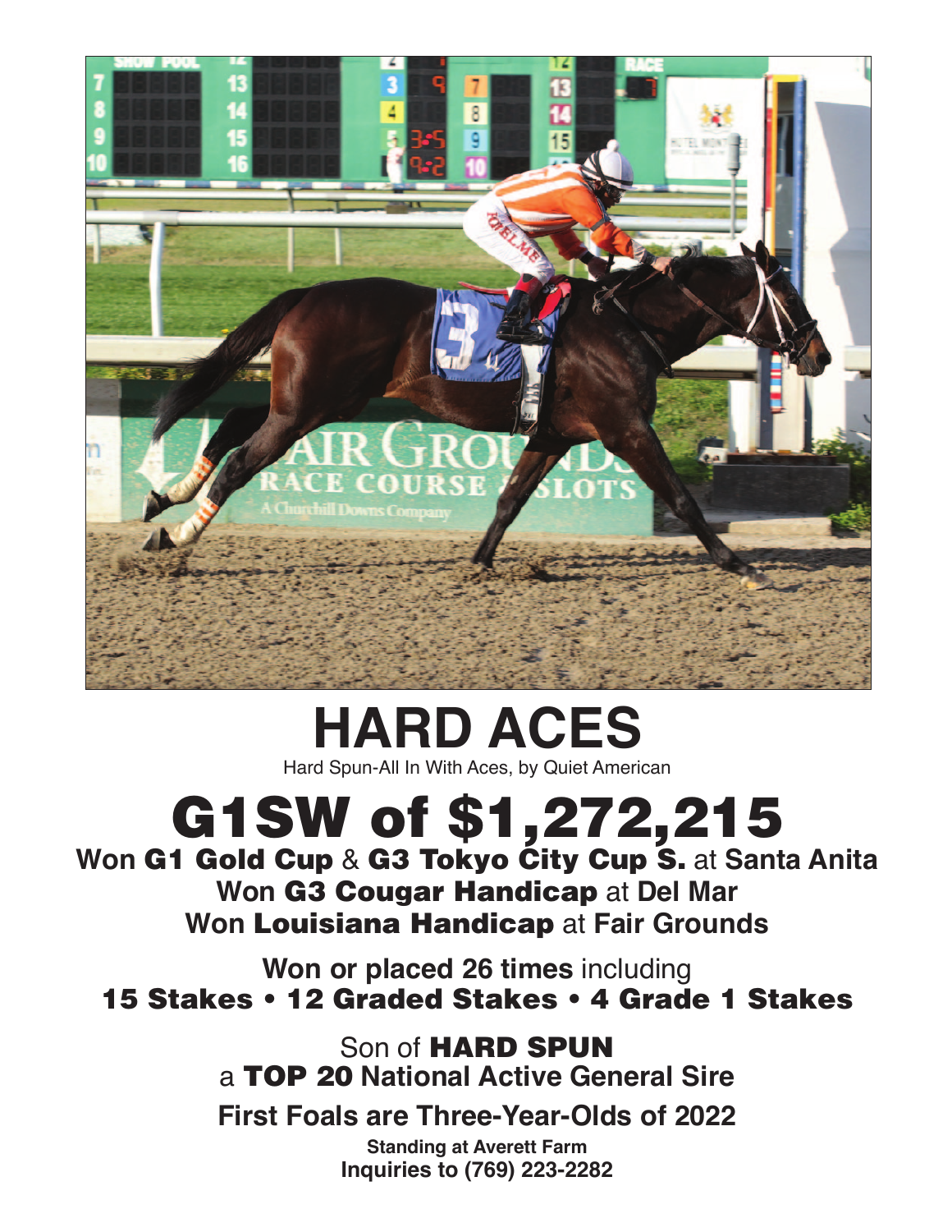# HARD ACES

Hard Spun-All In With Aces, by Quiet American

## G1SW of $1,272,215

**Won G1 Gold Cup & G3 Tokyo City Cup S. at Santa Anita**
**Won G3 Cougar Handicap at Del Mar**
**Won Louisiana Handicap at Fair Grounds**

**Won or placed 26 times** including
**15 Stakes • 12 Graded Stakes • 4 Grade 1 Stakes**

Son of **HARD SPUN**
a **TOP 20 National Active General Sire**

**First Foals are Three-Year-Olds of 2022**

**Standing at Averett Farm**
**Inquiries to (769) 223-2282**